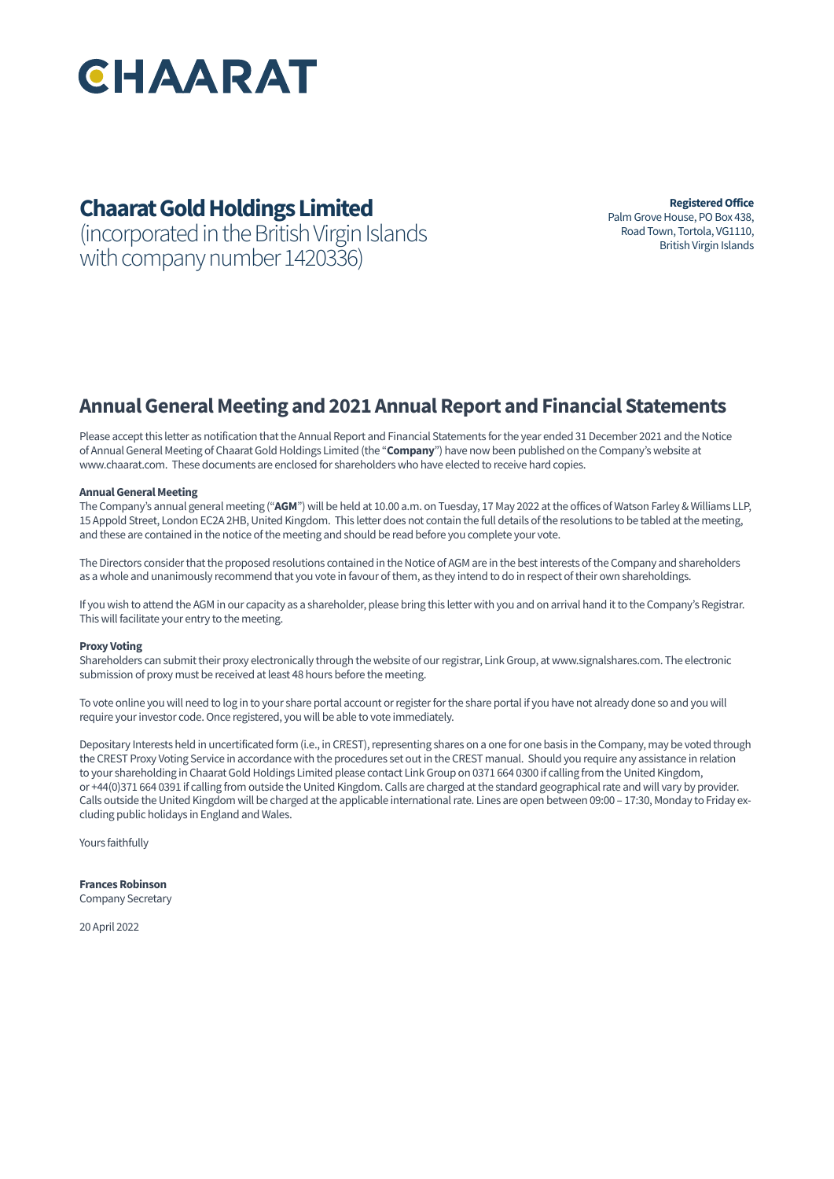# CHAARAT

## Chaarat Gold Holdings Limited

(incorporated in the British Virgin Islands with company number 1420336)

**Registered Office**
Palm Grove House, PO Box 438,
Road Town, Tortola, VG1110,
British Virgin Islands

## Annual General Meeting and 2021 Annual Report and Financial Statements

Please accept this letter as notification that the Annual Report and Financial Statements for the year ended 31 December 2021 and the Notice of Annual General Meeting of Chaarat Gold Holdings Limited (the "**Company**") have now been published on the Company's website at www.chaarat.com. These documents are enclosed for shareholders who have elected to receive hard copies.

**Annual General Meeting**
The Company's annual general meeting ("**AGM**") will be held at 10.00 a.m. on Tuesday, 17 May 2022 at the offices of Watson Farley & Williams LLP, 15 Appold Street, London EC2A 2HB, United Kingdom. This letter does not contain the full details of the resolutions to be tabled at the meeting, and these are contained in the notice of the meeting and should be read before you complete your vote.

The Directors consider that the proposed resolutions contained in the Notice of AGM are in the best interests of the Company and shareholders as a whole and unanimously recommend that you vote in favour of them, as they intend to do in respect of their own shareholdings.

If you wish to attend the AGM in our capacity as a shareholder, please bring this letter with you and on arrival hand it to the Company's Registrar. This will facilitate your entry to the meeting.

**Proxy Voting**
Shareholders can submit their proxy electronically through the website of our registrar, Link Group, at www.signalshares.com. The electronic submission of proxy must be received at least 48 hours before the meeting.

To vote online you will need to log in to your share portal account or register for the share portal if you have not already done so and you will require your investor code. Once registered, you will be able to vote immediately.

Depositary Interests held in uncertificated form (i.e., in CREST), representing shares on a one for one basis in the Company, may be voted through the CREST Proxy Voting Service in accordance with the procedures set out in the CREST manual. Should you require any assistance in relation to your shareholding in Chaarat Gold Holdings Limited please contact Link Group on 0371 664 0300 if calling from the United Kingdom, or +44(0)371 664 0391 if calling from outside the United Kingdom. Calls are charged at the standard geographical rate and will vary by provider. Calls outside the United Kingdom will be charged at the applicable international rate. Lines are open between 09:00 – 17:30, Monday to Friday excluding public holidays in England and Wales.

Yours faithfully

**Frances Robinson**
Company Secretary

20 April 2022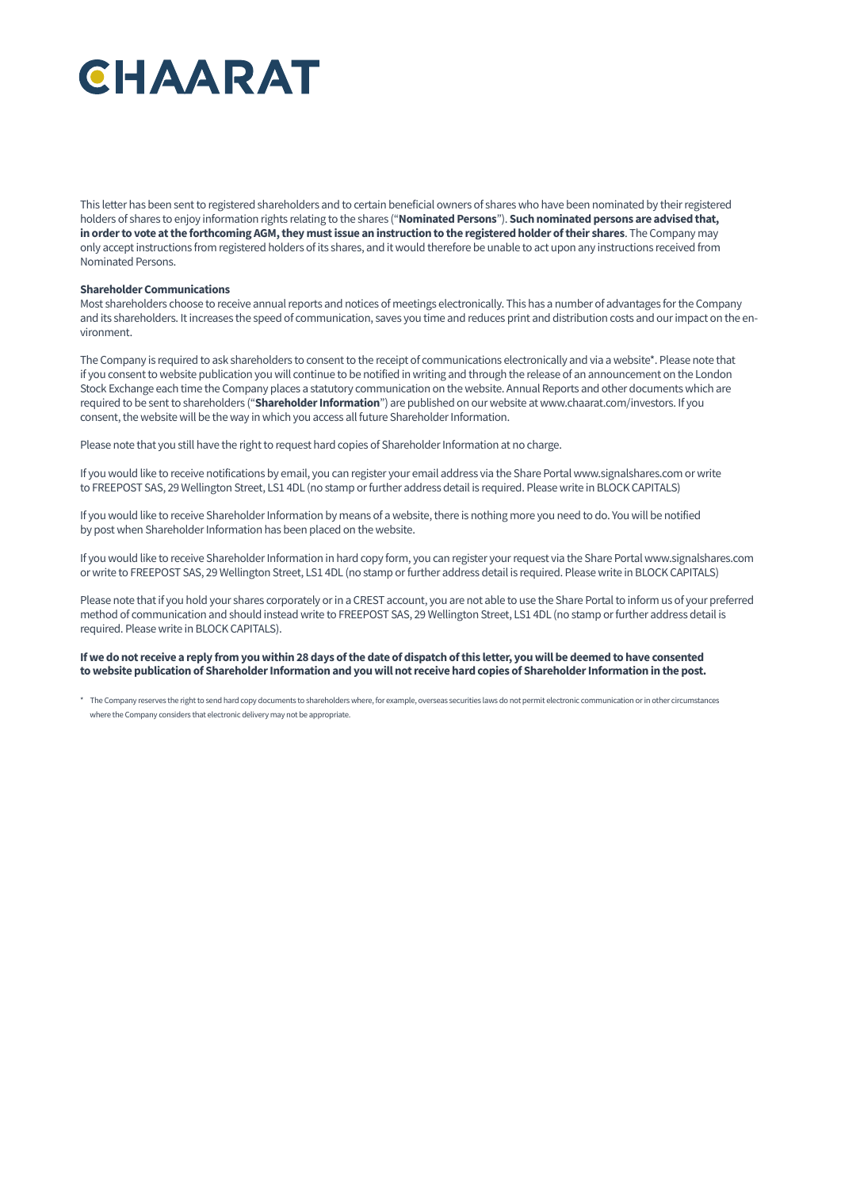# CHAARAT

This letter has been sent to registered shareholders and to certain beneficial owners of shares who have been nominated by their registered holders of shares to enjoy information rights relating to the shares ("**Nominated Persons**"). **Such nominated persons are advised that, in order to vote at the forthcoming AGM, they must issue an instruction to the registered holder of their shares**. The Company may only accept instructions from registered holders of its shares, and it would therefore be unable to act upon any instructions received from Nominated Persons.

**Shareholder Communications**

Most shareholders choose to receive annual reports and notices of meetings electronically. This has a number of advantages for the Company and its shareholders. It increases the speed of communication, saves you time and reduces print and distribution costs and our impact on the environment.

The Company is required to ask shareholders to consent to the receipt of communications electronically and via a website*. Please note that if you consent to website publication you will continue to be notified in writing and through the release of an announcement on the London Stock Exchange each time the Company places a statutory communication on the website. Annual Reports and other documents which are required to be sent to shareholders ("**Shareholder Information**") are published on our website at www.chaarat.com/investors. If you consent, the website will be the way in which you access all future Shareholder Information.

Please note that you still have the right to request hard copies of Shareholder Information at no charge.

If you would like to receive notifications by email, you can register your email address via the Share Portal www.signalshares.com or write to FREEPOST SAS, 29 Wellington Street, LS1 4DL (no stamp or further address detail is required. Please write in BLOCK CAPITALS)

If you would like to receive Shareholder Information by means of a website, there is nothing more you need to do. You will be notified by post when Shareholder Information has been placed on the website.

If you would like to receive Shareholder Information in hard copy form, you can register your request via the Share Portal www.signalshares.com or write to FREEPOST SAS, 29 Wellington Street, LS1 4DL (no stamp or further address detail is required. Please write in BLOCK CAPITALS)

Please note that if you hold your shares corporately or in a CREST account, you are not able to use the Share Portal to inform us of your preferred method of communication and should instead write to FREEPOST SAS, 29 Wellington Street, LS1 4DL (no stamp or further address detail is required. Please write in BLOCK CAPITALS).

**If we do not receive a reply from you within 28 days of the date of dispatch of this letter, you will be deemed to have consented to website publication of Shareholder Information and you will not receive hard copies of Shareholder Information in the post.**

* The Company reserves the right to send hard copy documents to shareholders where, for example, overseas securities laws do not permit electronic communication or in other circumstances where the Company considers that electronic delivery may not be appropriate.